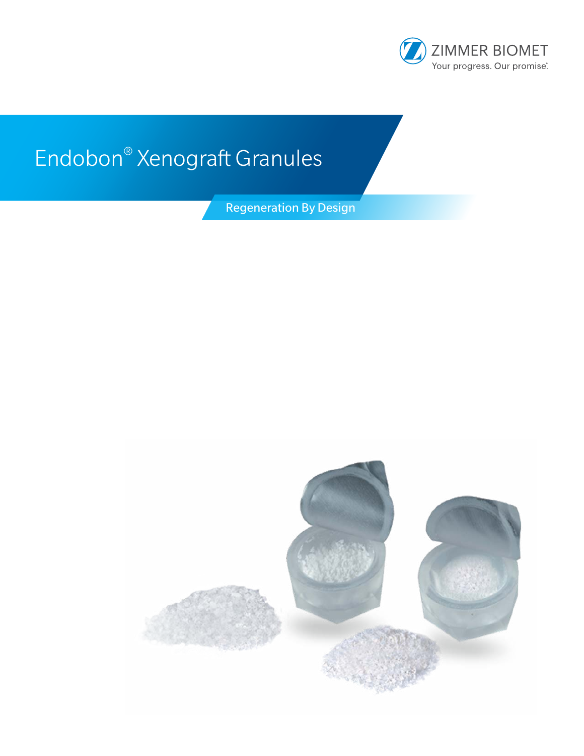ZIMMER BIOMET

Your progress. Our promise.

# Endobon® Xenograft Granules

Regeneration By Design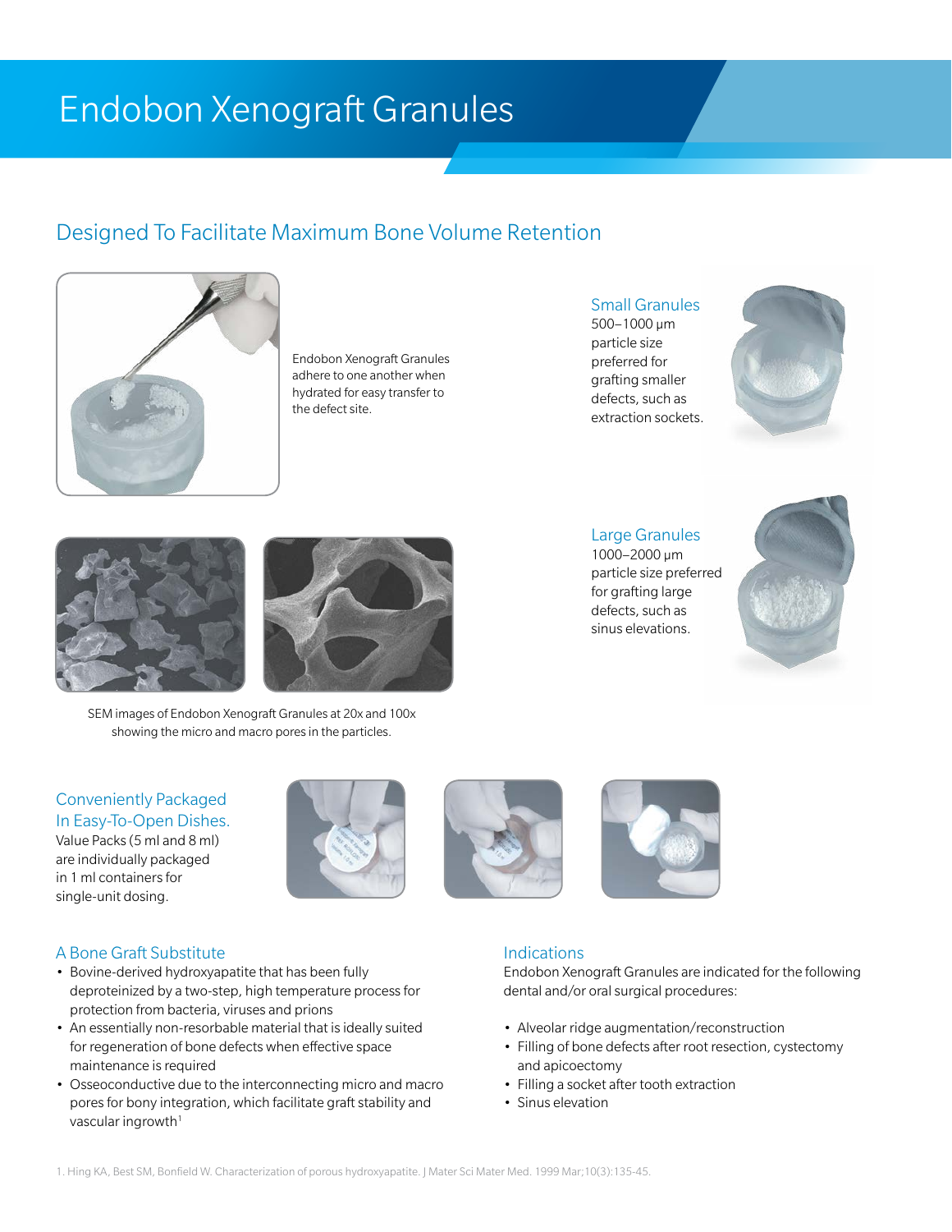# Endobon Xenograft Granules

## Designed To Facilitate Maximum Bone Volume Retention

Endobon Xenograft Granules adhere to one another when hydrated for easy transfer to the defect site.

### Small Granules

500–1000 µm particle size preferred for grafting smaller defects, such as extraction sockets.

### Large Granules

1000–2000 µm particle size preferred for grafting large defects, such as sinus elevations.

SEM images of Endobon Xenograft Granules at 20x and 100x showing the micro and macro pores in the particles.

### Conveniently Packaged In Easy-To-Open Dishes.

Value Packs (5 ml and 8 ml) are individually packaged in 1 ml containers for single-unit dosing.

### A Bone Graft Substitute

- Bovine-derived hydroxyapatite that has been fully deproteinized by a two-step, high temperature process for protection from bacteria, viruses and prions
- An essentially non-resorbable material that is ideally suited for regeneration of bone defects when effective space maintenance is required
- Osseoconductive due to the interconnecting micro and macro pores for bony integration, which facilitate graft stability and vascular ingrowth[1]

### Indications

Endobon Xenograft Granules are indicated for the following dental and/or oral surgical procedures:

- Alveolar ridge augmentation/reconstruction
- Filling of bone defects after root resection, cystectomy and apicoectomy
- Filling a socket after tooth extraction
- Sinus elevation

1. Hing KA, Best SM, Bonfield W. Characterization of porous hydroxyapatite. J Mater Sci Mater Med. 1999 Mar;10(3):135-45.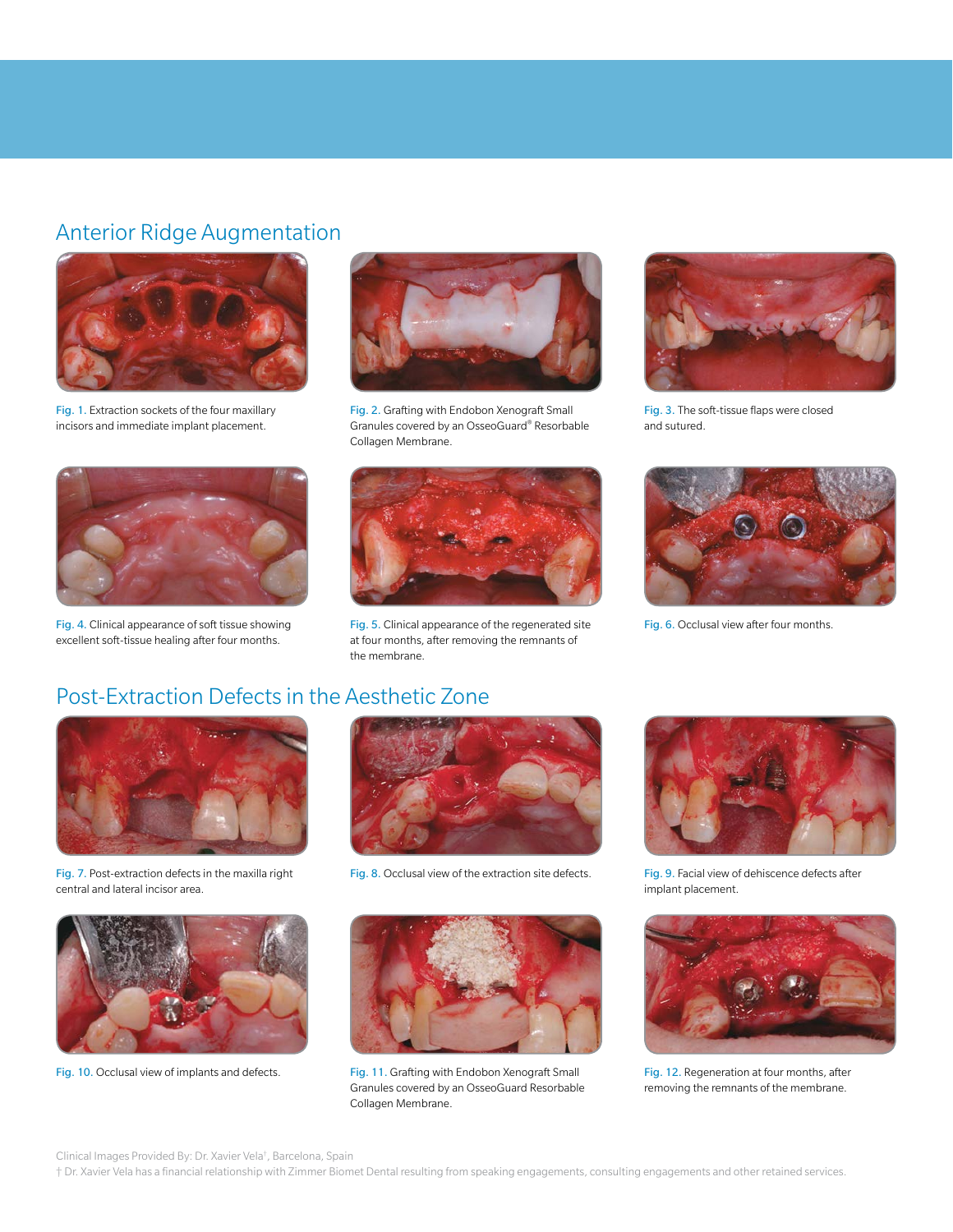## Anterior Ridge Augmentation

Fig. 1. Extraction sockets of the four maxillary incisors and immediate implant placement.

Fig. 2. Grafting with Endobon Xenograft Small Granules covered by an OsseoGuard® Resorbable Collagen Membrane.

Fig. 3. The soft-tissue flaps were closed and sutured.

Fig. 4. Clinical appearance of soft tissue showing excellent soft-tissue healing after four months.

Fig. 5. Clinical appearance of the regenerated site at four months, after removing the remnants of the membrane.

Fig. 6. Occlusal view after four months.

## Post-Extraction Defects in the Aesthetic Zone

Fig. 7. Post-extraction defects in the maxilla right central and lateral incisor area.

Fig. 8. Occlusal view of the extraction site defects.

Fig. 9. Facial view of dehiscence defects after implant placement.

Fig. 10. Occlusal view of implants and defects.

Fig. 11. Grafting with Endobon Xenograft Small Granules covered by an OsseoGuard Resorbable Collagen Membrane.

Fig. 12. Regeneration at four months, after removing the remnants of the membrane.

Clinical Images Provided By: Dr. Xavier Vela†, Barcelona, Spain

† Dr. Xavier Vela has a financial relationship with Zimmer Biomet Dental resulting from speaking engagements, consulting engagements and other retained services.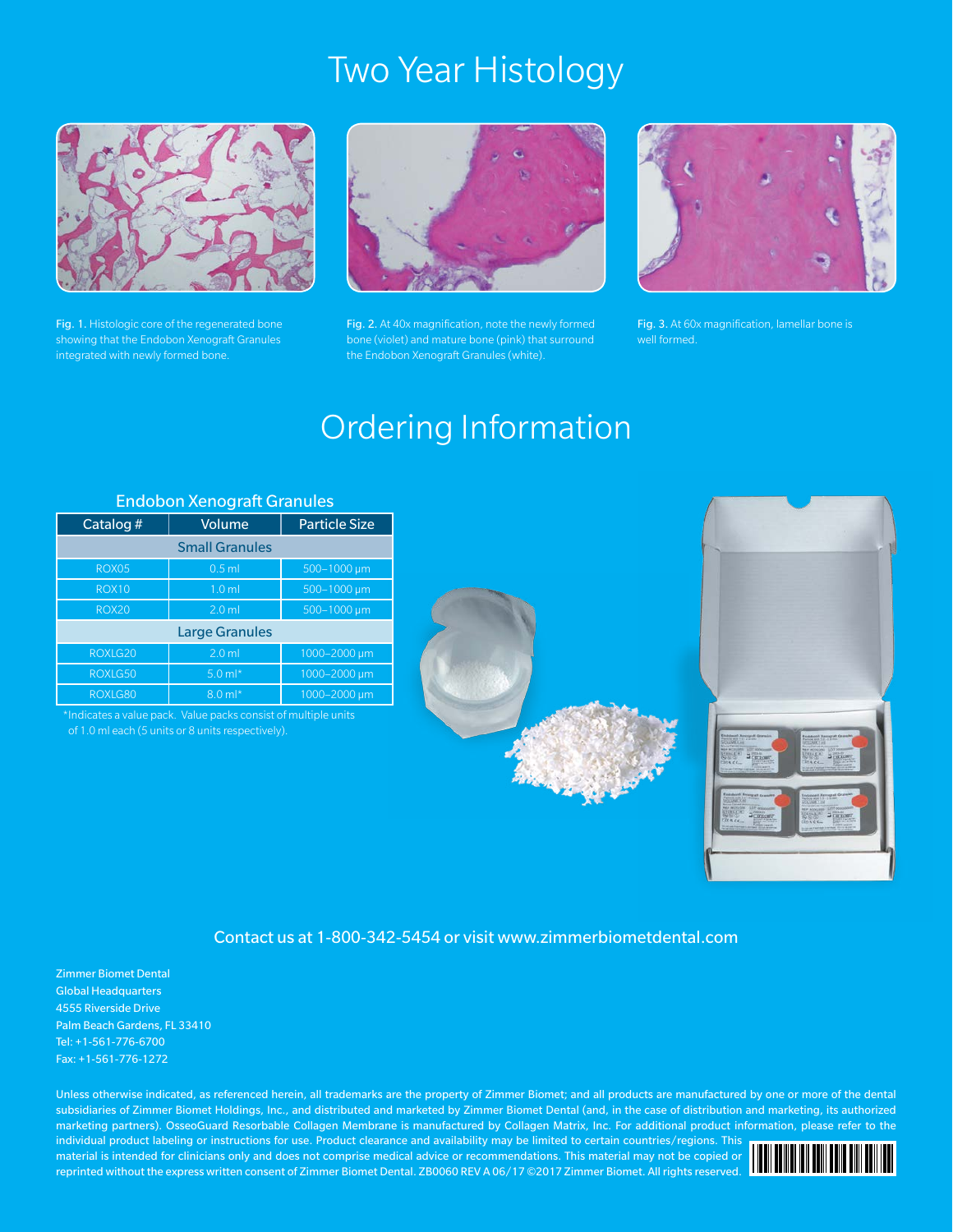# Two Year Histology

Fig. 1. Histologic core of the regenerated bone showing that the Endobon Xenograft Granules integrated with newly formed bone.

Fig. 2. At 40x magnification, note the newly formed bone (violet) and mature bone (pink) that surround the Endobon Xenograft Granules (white).

Fig. 3. At 60x magnification, lamellar bone is well formed.

# Ordering Information

### Endobon Xenograft Granules

| Catalog # | Volume | Particle Size |
|---|---|---|
| Small Granules | | |
| ROX05 | 0.5 ml | 500–1000 µm |
| ROX10 | 1.0 ml | 500–1000 µm |
| ROX20 | 2.0 ml | 500–1000 µm |
| Large Granules | | |
| ROXLG20 | 2.0 ml | 1000–2000 µm |
| ROXLG50 | 5.0 ml* | 1000–2000 µm |
| ROXLG80 | 8.0 ml* | 1000–2000 µm |

*Indicates a value pack. Value packs consist of multiple units of 1.0 ml each (5 units or 8 units respectively).

Contact us at 1-800-342-5454 or visit www.zimmerbiometdental.com

Zimmer Biomet Dental
Global Headquarters
4555 Riverside Drive
Palm Beach Gardens, FL 33410
Tel: +1-561-776-6700
Fax: +1-561-776-1272

Unless otherwise indicated, as referenced herein, all trademarks are the property of Zimmer Biomet; and all products are manufactured by one or more of the dental subsidiaries of Zimmer Biomet Holdings, Inc., and distributed and marketed by Zimmer Biomet Dental (and, in the case of distribution and marketing, its authorized marketing partners). OsseoGuard Resorbable Collagen Membrane is manufactured by Collagen Matrix, Inc. For additional product information, please refer to the individual product labeling or instructions for use. Product clearance and availability may be limited to certain countries/regions. This material is intended for clinicians only and does not comprise medical advice or recommendations. This material may not be copied or reprinted without the express written consent of Zimmer Biomet Dental. ZB0060 REV A 06/17 ©2017 Zimmer Biomet. All rights reserved.